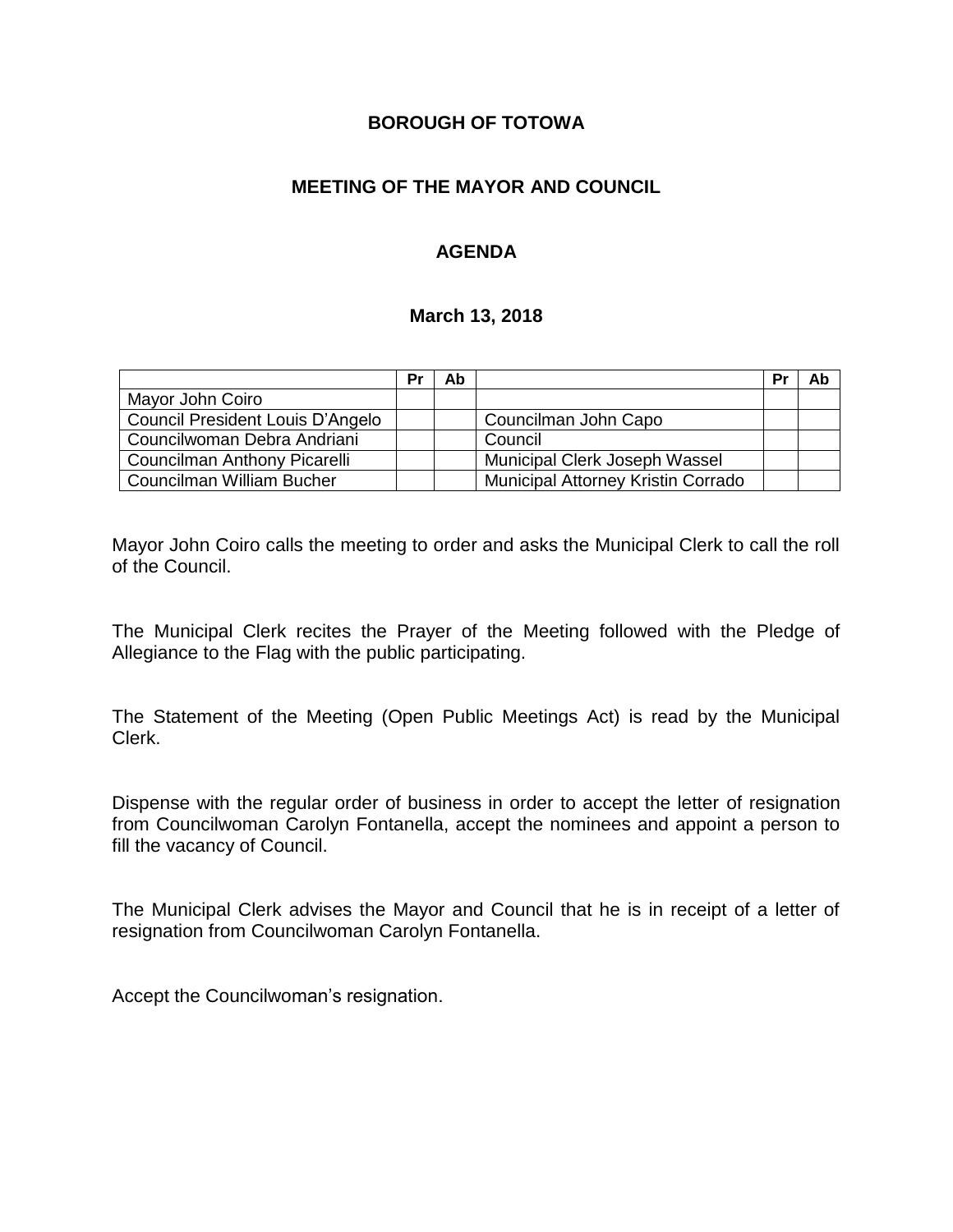**BOROUGH OF TOTOWA**

**MEETING OF THE MAYOR AND COUNCIL**

**AGENDA**

**March 13, 2018**

| | Pr | Ab | | Pr | Ab |
|---|---|---|---|---|---|
| Mayor John Coiro | | | | | |
| Council President Louis D'Angelo | | | Councilman John Capo | | |
| Councilwoman Debra Andriani | | | Council | | |
| Councilman Anthony Picarelli | | | Municipal Clerk Joseph Wassel | | |
| Councilman William Bucher | | | Municipal Attorney Kristin Corrado | | |

Mayor John Coiro calls the meeting to order and asks the Municipal Clerk to call the roll of the Council.

The Municipal Clerk recites the Prayer of the Meeting followed with the Pledge of Allegiance to the Flag with the public participating.

The Statement of the Meeting (Open Public Meetings Act) is read by the Municipal Clerk.

Dispense with the regular order of business in order to accept the letter of resignation from Councilwoman Carolyn Fontanella, accept the nominees and appoint a person to fill the vacancy of Council.

The Municipal Clerk advises the Mayor and Council that he is in receipt of a letter of resignation from Councilwoman Carolyn Fontanella.

Accept the Councilwoman's resignation.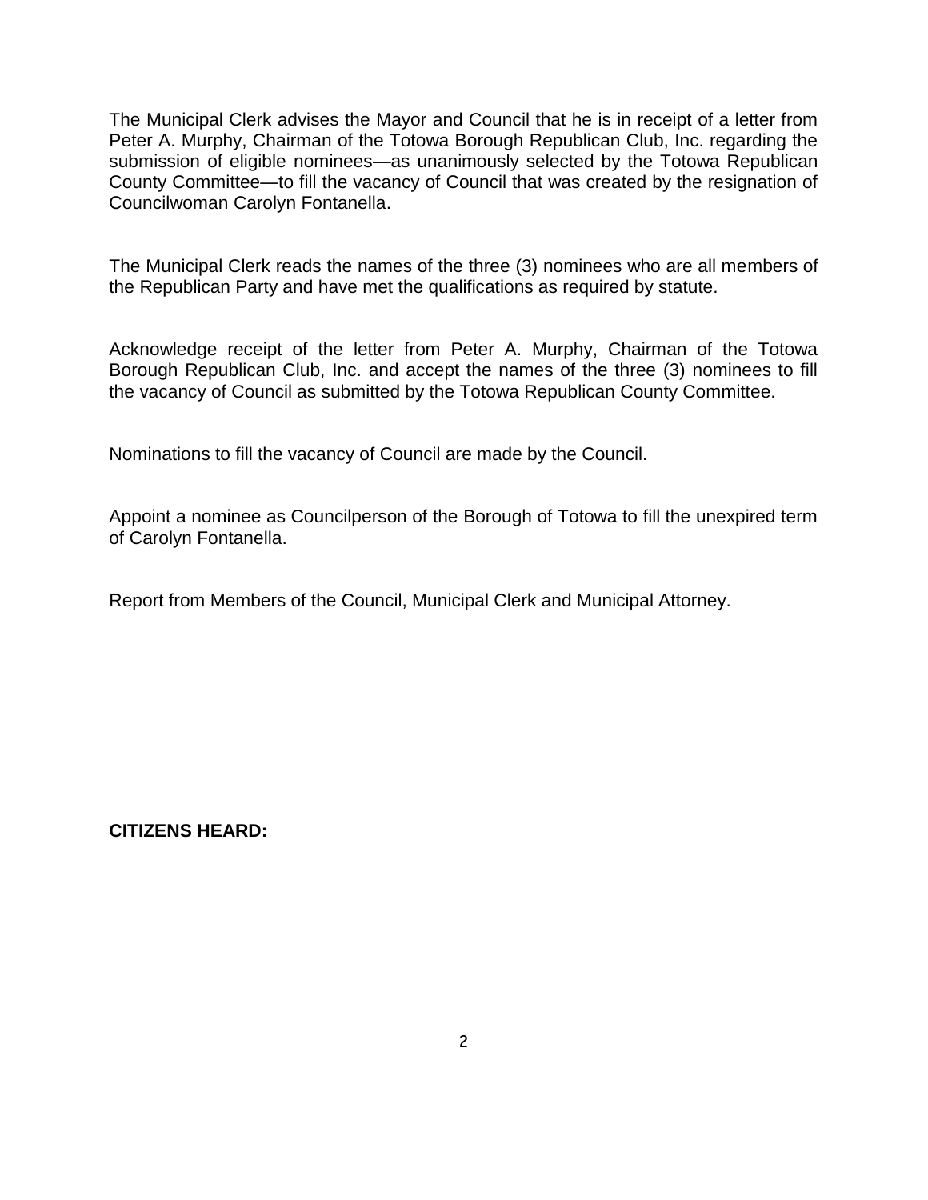The Municipal Clerk advises the Mayor and Council that he is in receipt of a letter from Peter A. Murphy, Chairman of the Totowa Borough Republican Club, Inc. regarding the submission of eligible nominees—as unanimously selected by the Totowa Republican County Committee—to fill the vacancy of Council that was created by the resignation of Councilwoman Carolyn Fontanella.

The Municipal Clerk reads the names of the three (3) nominees who are all members of the Republican Party and have met the qualifications as required by statute.

Acknowledge receipt of the letter from Peter A. Murphy, Chairman of the Totowa Borough Republican Club, Inc. and accept the names of the three (3) nominees to fill the vacancy of Council as submitted by the Totowa Republican County Committee.

Nominations to fill the vacancy of Council are made by the Council.

Appoint a nominee as Councilperson of the Borough of Totowa to fill the unexpired term of Carolyn Fontanella.

Report from Members of the Council, Municipal Clerk and Municipal Attorney.

**CITIZENS HEARD:**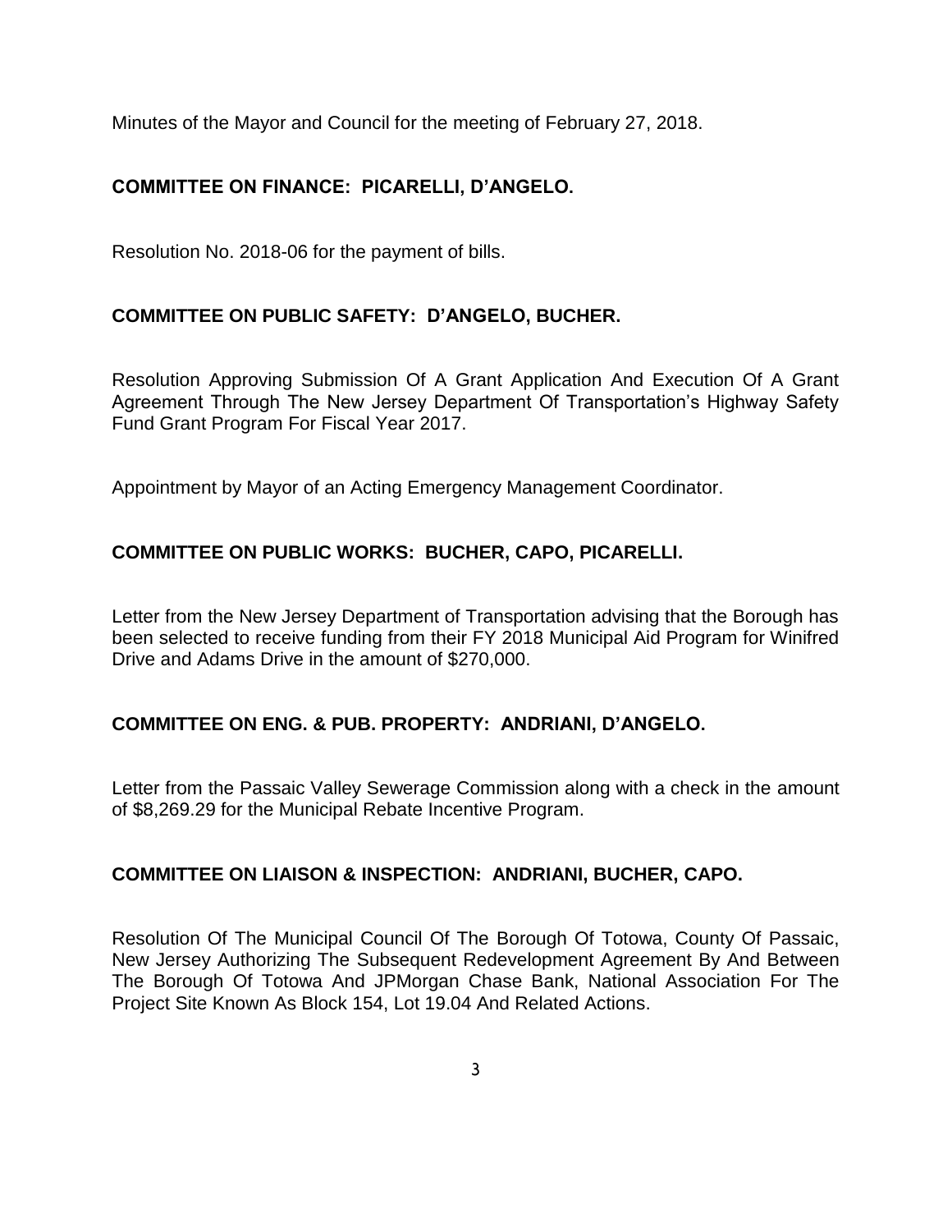Minutes of the Mayor and Council for the meeting of February 27, 2018.

**COMMITTEE ON FINANCE: PICARELLI, D'ANGELO.**

Resolution No. 2018-06 for the payment of bills.

**COMMITTEE ON PUBLIC SAFETY: D'ANGELO, BUCHER.**

Resolution Approving Submission Of A Grant Application And Execution Of A Grant Agreement Through The New Jersey Department Of Transportation's Highway Safety Fund Grant Program For Fiscal Year 2017.

Appointment by Mayor of an Acting Emergency Management Coordinator.

**COMMITTEE ON PUBLIC WORKS: BUCHER, CAPO, PICARELLI.**

Letter from the New Jersey Department of Transportation advising that the Borough has been selected to receive funding from their FY 2018 Municipal Aid Program for Winifred Drive and Adams Drive in the amount of $270,000.

**COMMITTEE ON ENG. & PUB. PROPERTY: ANDRIANI, D'ANGELO.**

Letter from the Passaic Valley Sewerage Commission along with a check in the amount of $8,269.29 for the Municipal Rebate Incentive Program.

**COMMITTEE ON LIAISON & INSPECTION: ANDRIANI, BUCHER, CAPO.**

Resolution Of The Municipal Council Of The Borough Of Totowa, County Of Passaic, New Jersey Authorizing The Subsequent Redevelopment Agreement By And Between The Borough Of Totowa And JPMorgan Chase Bank, National Association For The Project Site Known As Block 154, Lot 19.04 And Related Actions.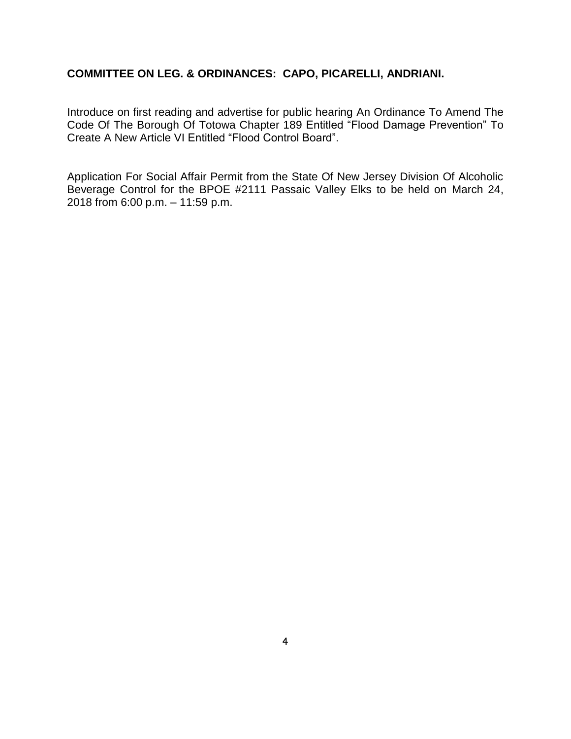**COMMITTEE ON LEG. & ORDINANCES: CAPO, PICARELLI, ANDRIANI.**

Introduce on first reading and advertise for public hearing An Ordinance To Amend The Code Of The Borough Of Totowa Chapter 189 Entitled "Flood Damage Prevention" To Create A New Article VI Entitled "Flood Control Board".

Application For Social Affair Permit from the State Of New Jersey Division Of Alcoholic Beverage Control for the BPOE #2111 Passaic Valley Elks to be held on March 24, 2018 from 6:00 p.m. – 11:59 p.m.